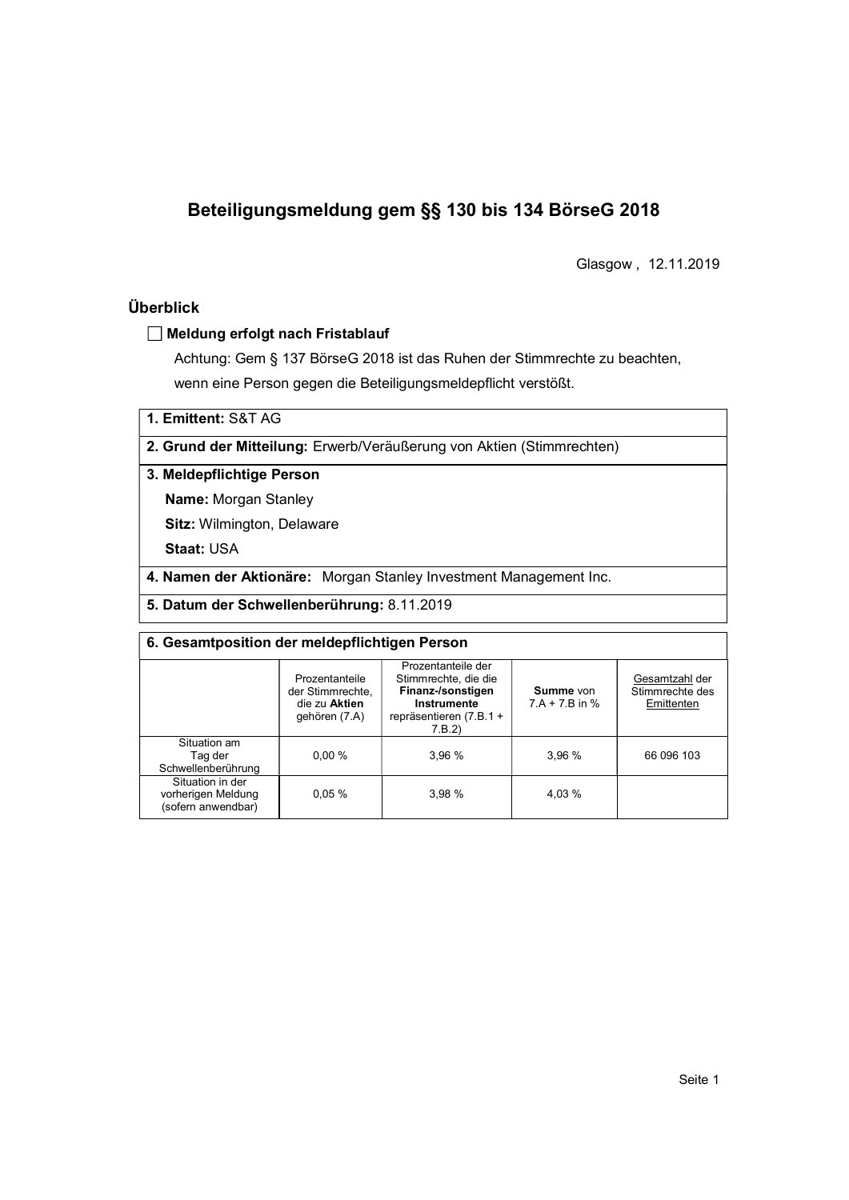# Beteiligungsmeldung gem §§ 130 bis 134 BörseG 2018

Glasgow , 12.11.2019

## Überblick

☐ **Meldung erfolgt nach Fristablauf**

Achtung: Gem § 137 BörseG 2018 ist das Ruhen der Stimmrechte zu beachten, wenn eine Person gegen die Beteiligungsmeldepflicht verstößt.

**1. Emittent:** S&T AG

**2. Grund der Mitteilung:** Erwerb/Veräußerung von Aktien (Stimmrechten)

**3. Meldepflichtige Person**

**Name:** Morgan Stanley

**Sitz:** Wilmington, Delaware

**Staat:** USA

**4. Namen der Aktionäre:** Morgan Stanley Investment Management Inc.

**5. Datum der Schwellenberührung:** 8.11.2019

**6. Gesamtposition der meldepflichtigen Person**

| | Prozentanteile der Stimmrechte, die zu **Aktien** gehören (7.A) | Prozentanteile der Stimmrechte, die die **Finanz-/sonstigen Instrumente** repräsentieren (7.B.1 + 7.B.2) | **Summe** von 7.A + 7.B in % | Gesamtzahl der Stimmrechte des Emittenten |
|---|---|---|---|---|
| Situation am Tag der Schwellenberührung | 0,00 % | 3,96 % | 3,96 % | 66 096 103 |
| Situation in der vorherigen Meldung (sofern anwendbar) | 0,05 % | 3,98 % | 4,03 % | |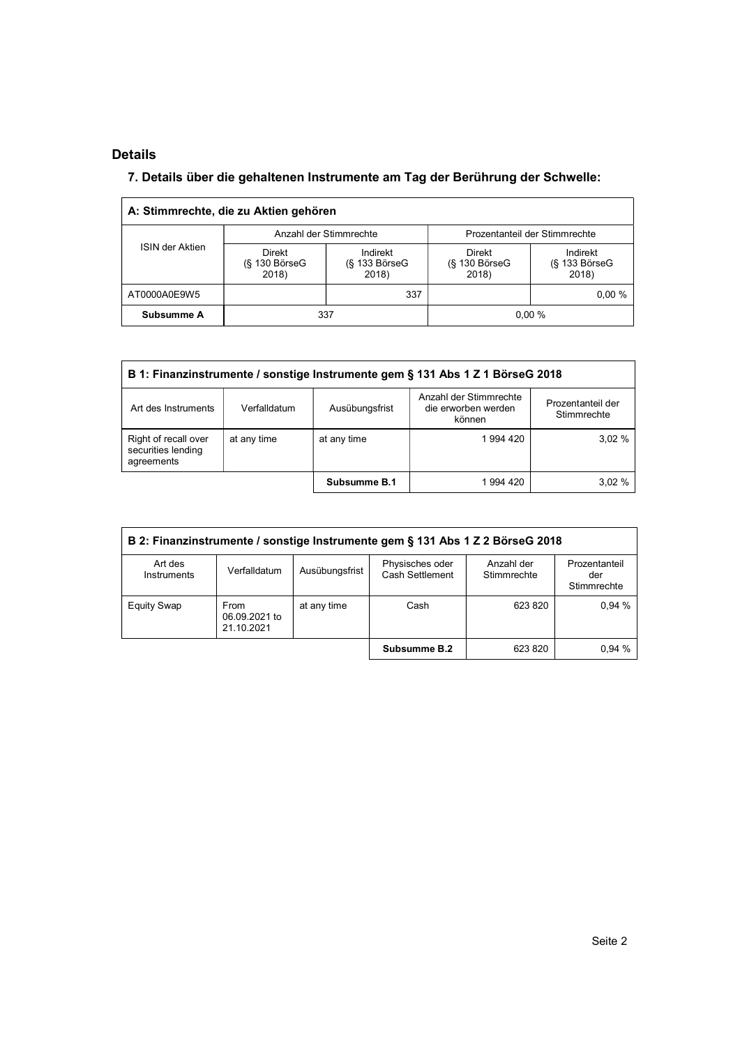## Details

### 7. Details über die gehaltenen Instrumente am Tag der Berührung der Schwelle:

| A: Stimmrechte, die zu Aktien gehören | | | | |
|---|---|---|---|---|
| ISIN der Aktien | Anzahl der Stimmrechte | | Prozentanteil der Stimmrechte | |
| | Direkt (§ 130 BörseG 2018) | Indirekt (§ 133 BörseG 2018) | Direkt (§ 130 BörseG 2018) | Indirekt (§ 133 BörseG 2018) |
| AT0000A0E9W5 | | 337 | | 0,00 % |
| **Subsumme A** | 337 | | 0,00 % | |

| B 1: Finanzinstrumente / sonstige Instrumente gem § 131 Abs 1 Z 1 BörseG 2018 | | | | |
|---|---|---|---|---|
| Art des Instruments | Verfalldatum | Ausübungsfrist | Anzahl der Stimmrechte die erworben werden können | Prozentanteil der Stimmrechte |
| Right of recall over securities lending agreements | at any time | at any time | 1 994 420 | 3,02 % |
| | | **Subsumme B.1** | 1 994 420 | 3,02 % |

| B 2: Finanzinstrumente / sonstige Instrumente gem § 131 Abs 1 Z 2 BörseG 2018 | | | | | |
|---|---|---|---|---|---|
| Art des Instruments | Verfalldatum | Ausübungsfrist | Physisches oder Cash Settlement | Anzahl der Stimmrechte | Prozentanteil der Stimmrechte |
| Equity Swap | From 06.09.2021 to 21.10.2021 | at any time | Cash | 623 820 | 0,94 % |
| | | | **Subsumme B.2** | 623 820 | 0,94 % |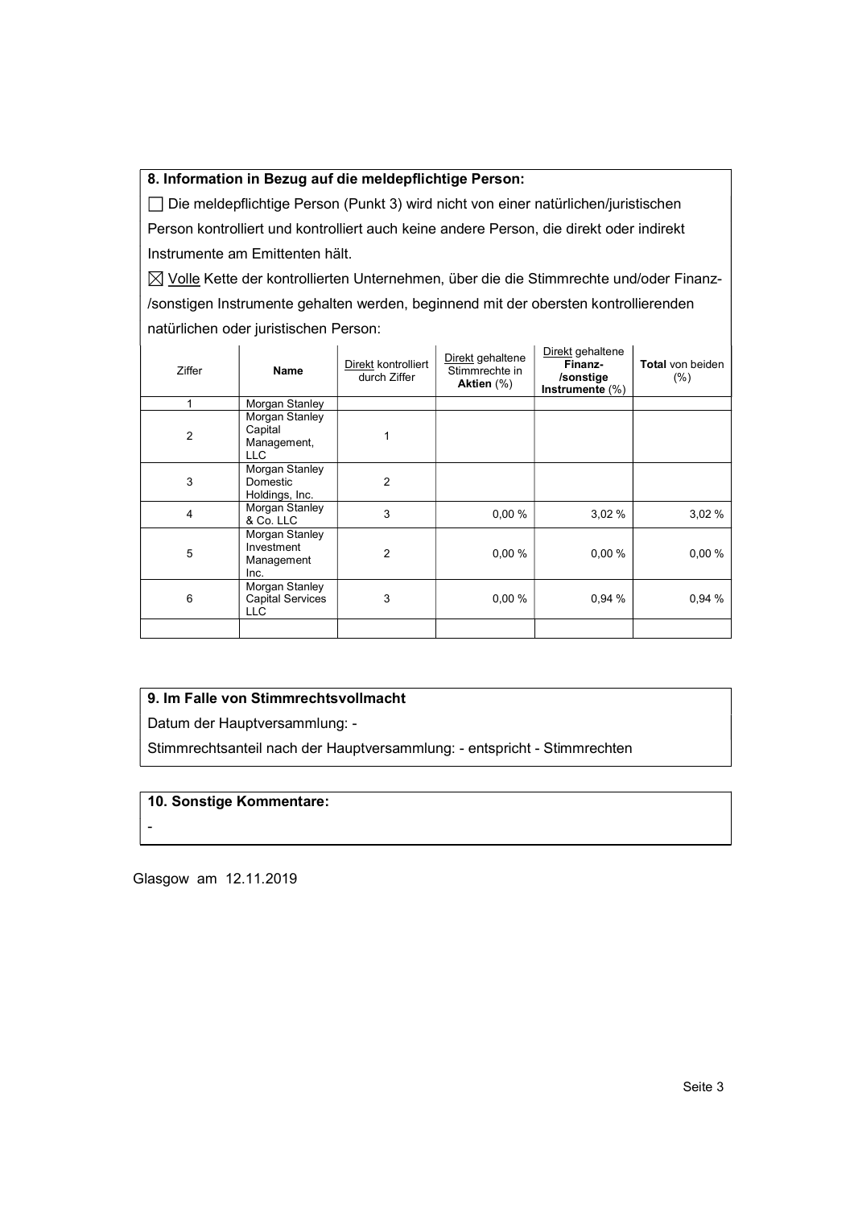## 8. Information in Bezug auf die meldepflichtige Person:

☐ Die meldepflichtige Person (Punkt 3) wird nicht von einer natürlichen/juristischen Person kontrolliert und kontrolliert auch keine andere Person, die direkt oder indirekt Instrumente am Emittenten hält.

☒ Volle Kette der kontrollierten Unternehmen, über die die Stimmrechte und/oder Finanz-/sonstigen Instrumente gehalten werden, beginnend mit der obersten kontrollierenden natürlichen oder juristischen Person:

| Ziffer | Name | Direkt kontrolliert durch Ziffer | Direkt gehaltene Stimmrechte in **Aktien** (%) | Direkt gehaltene **Finanz-/sonstige Instrumente** (%) | **Total** von beiden (%) |
|---|---|---|---|---|---|
| 1 | Morgan Stanley | | | | |
| 2 | Morgan Stanley Capital Management, LLC | 1 | | | |
| 3 | Morgan Stanley Domestic Holdings, Inc. | 2 | | | |
| 4 | Morgan Stanley & Co. LLC | 3 | 0,00 % | 3,02 % | 3,02 % |
| 5 | Morgan Stanley Investment Management Inc. | 2 | 0,00 % | 0,00 % | 0,00 % |
| 6 | Morgan Stanley Capital Services LLC | 3 | 0,00 % | 0,94 % | 0,94 % |
| | | | | | |

## 9. Im Falle von Stimmrechtsvollmacht

Datum der Hauptversammlung: -

Stimmrechtsanteil nach der Hauptversammlung: - entspricht - Stimmrechten

## 10. Sonstige Kommentare:

-

Glasgow am 12.11.2019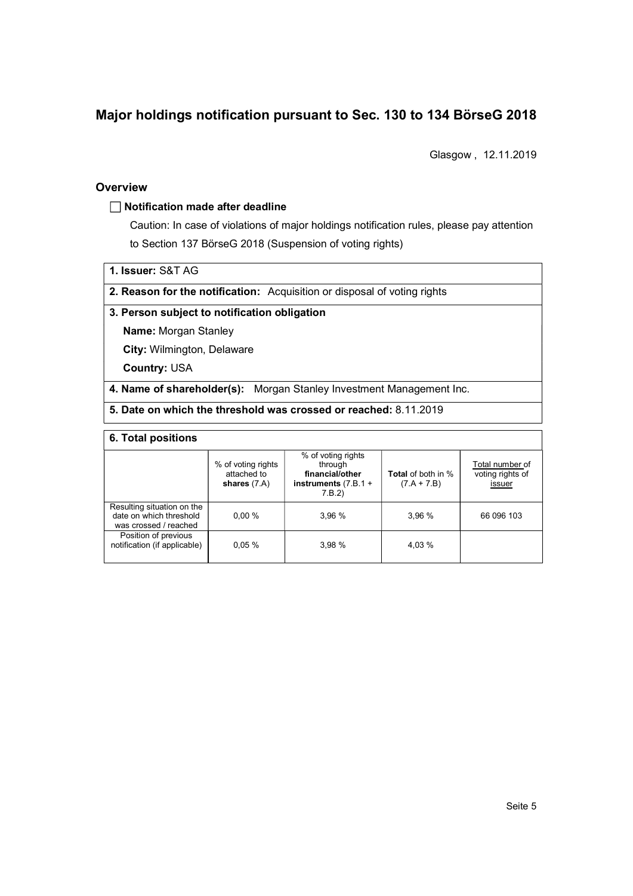# Major holdings notification pursuant to Sec. 130 to 134 BörseG 2018

Glasgow , 12.11.2019

## Overview

☐ **Notification made after deadline**

Caution: In case of violations of major holdings notification rules, please pay attention to Section 137 BörseG 2018 (Suspension of voting rights)

| **1. Issuer:** S&T AG |
|---|
| **2. Reason for the notification:** Acquisition or disposal of voting rights |
| **3. Person subject to notification obligation**<br>**Name:** Morgan Stanley<br>**City:** Wilmington, Delaware<br>**Country:** USA |
| **4. Name of shareholder(s):** Morgan Stanley Investment Management Inc. |
| **5. Date on which the threshold was crossed or reached:** 8.11.2019 |

**6. Total positions**

| | % of voting rights attached to **shares** (7.A) | % of voting rights through **financial/other instruments** (7.B.1 + 7.B.2) | **Total** of both in % (7.A + 7.B) | Total number of voting rights of issuer |
|---|---|---|---|---|
| Resulting situation on the date on which threshold was crossed / reached | 0,00 % | 3,96 % | 3,96 % | 66 096 103 |
| Position of previous notification (if applicable) | 0,05 % | 3,98 % | 4,03 % | |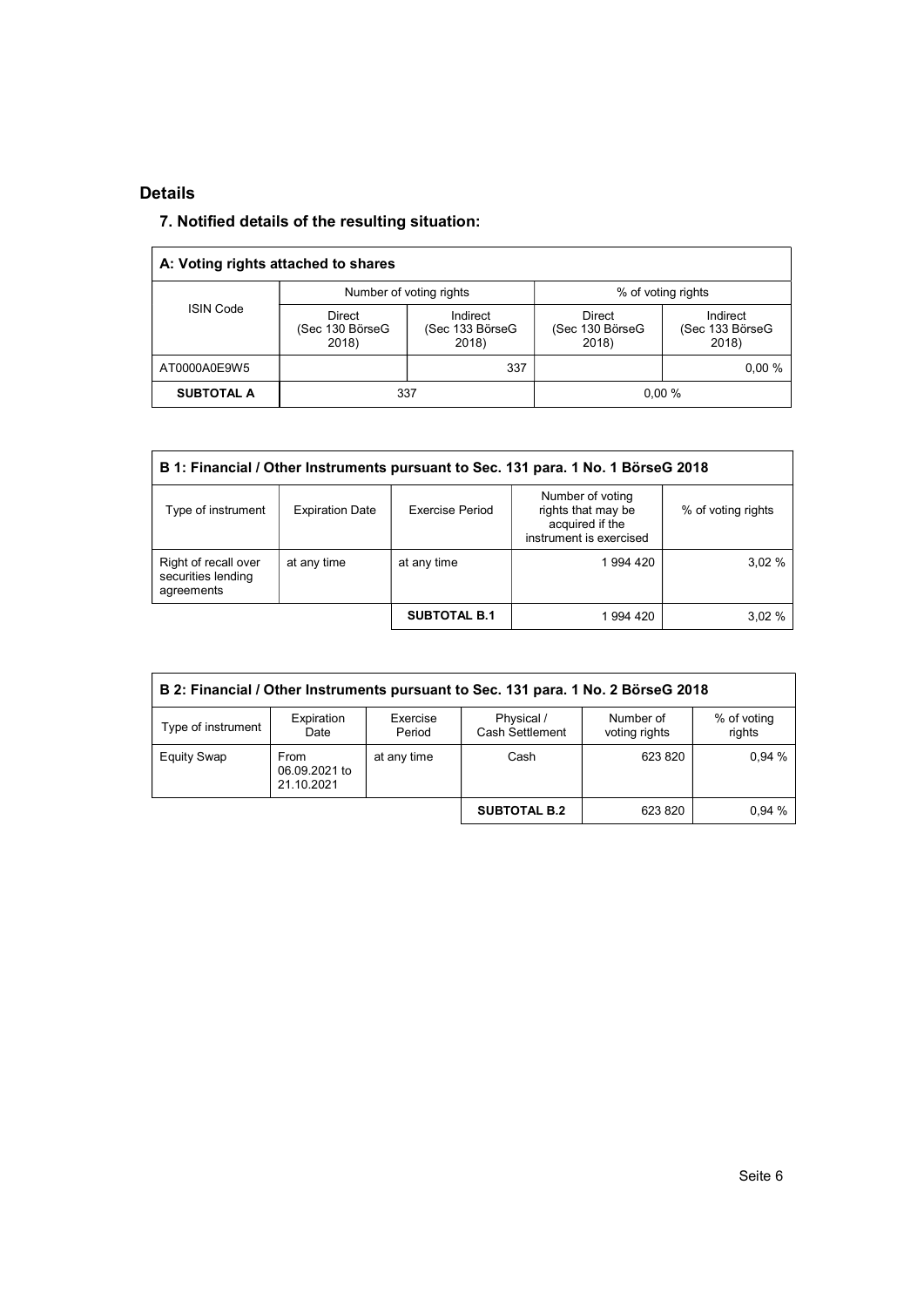## Details

### 7. Notified details of the resulting situation:

| A: Voting rights attached to shares | | | | |
|---|---|---|---|---|
| ISIN Code | Number of voting rights | | % of voting rights | |
| | Direct (Sec 130 BörseG 2018) | Indirect (Sec 133 BörseG 2018) | Direct (Sec 130 BörseG 2018) | Indirect (Sec 133 BörseG 2018) |
| AT0000A0E9W5 | | 337 | | 0,00 % |
| **SUBTOTAL A** | 337 | | 0,00 % | |

| B 1: Financial / Other Instruments pursuant to Sec. 131 para. 1 No. 1 BörseG 2018 | | | | |
|---|---|---|---|---|
| Type of instrument | Expiration Date | Exercise Period | Number of voting rights that may be acquired if the instrument is exercised | % of voting rights |
| Right of recall over securities lending agreements | at any time | at any time | 1 994 420 | 3,02 % |
| | | **SUBTOTAL B.1** | 1 994 420 | 3,02 % |

| B 2: Financial / Other Instruments pursuant to Sec. 131 para. 1 No. 2 BörseG 2018 | | | | | |
|---|---|---|---|---|---|
| Type of instrument | Expiration Date | Exercise Period | Physical / Cash Settlement | Number of voting rights | % of voting rights |
| Equity Swap | From 06.09.2021 to 21.10.2021 | at any time | Cash | 623 820 | 0,94 % |
| | | | **SUBTOTAL B.2** | 623 820 | 0,94 % |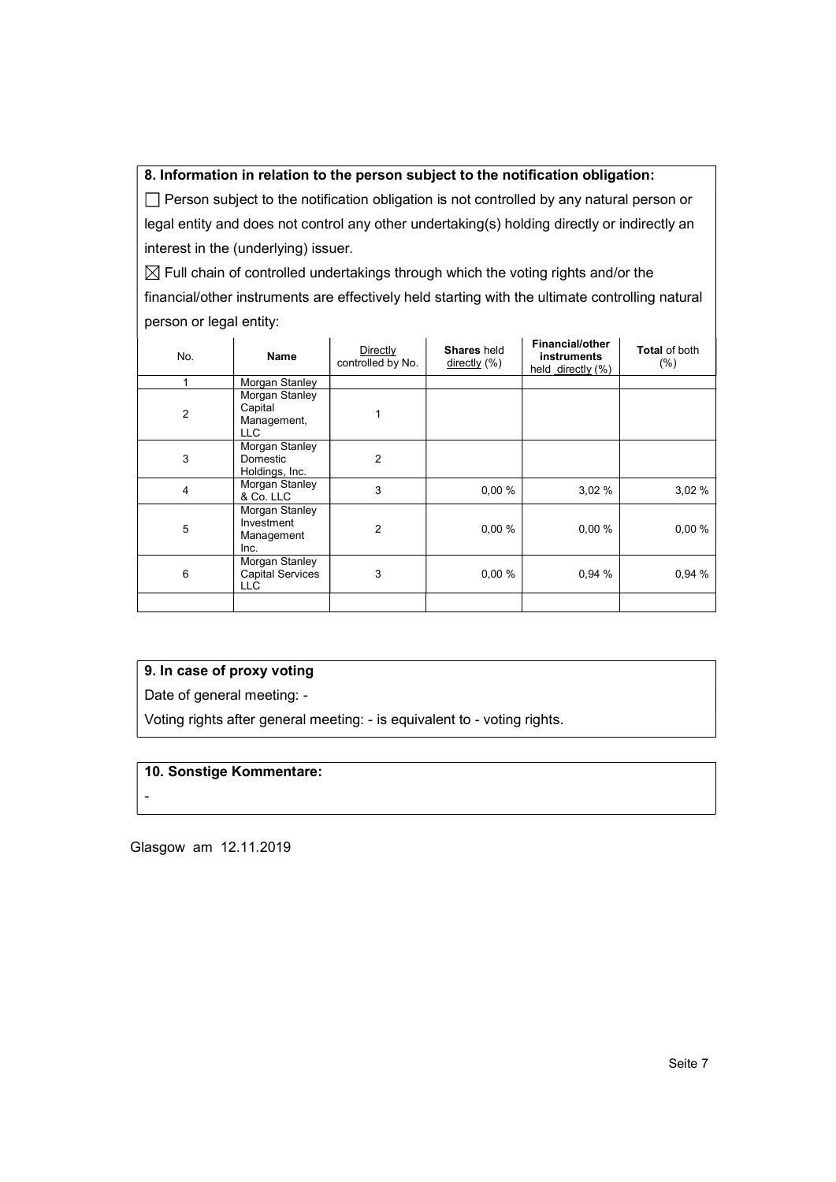**8. Information in relation to the person subject to the notification obligation:**

☐ Person subject to the notification obligation is not controlled by any natural person or legal entity and does not control any other undertaking(s) holding directly or indirectly an interest in the (underlying) issuer.

☒ Full chain of controlled undertakings through which the voting rights and/or the financial/other instruments are effectively held starting with the ultimate controlling natural person or legal entity:

| No. | Name | Directly controlled by No. | **Shares** held directly (%) | **Financial/other instruments** held directly (%) | **Total** of both (%) |
|---|---|---|---|---|---|
| 1 | Morgan Stanley | | | | |
| 2 | Morgan Stanley Capital Management, LLC | 1 | | | |
| 3 | Morgan Stanley Domestic Holdings, Inc. | 2 | | | |
| 4 | Morgan Stanley & Co. LLC | 3 | 0,00 % | 3,02 % | 3,02 % |
| 5 | Morgan Stanley Investment Management Inc. | 2 | 0,00 % | 0,00 % | 0,00 % |
| 6 | Morgan Stanley Capital Services LLC | 3 | 0,00 % | 0,94 % | 0,94 % |
| | | | | | |

**9. In case of proxy voting**

Date of general meeting: -

Voting rights after general meeting: - is equivalent to - voting rights.

**10. Sonstige Kommentare:**

-

Glasgow am 12.11.2019